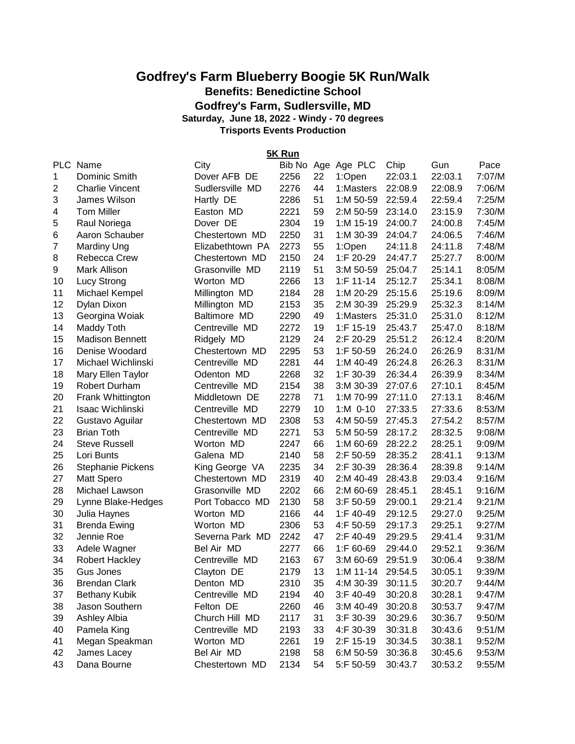# Godfrey's Farm Blueberry Boogie 5K Run/Walk

**Benefits: Benedictine School**

**Godfrey's Farm, Sudlersville, MD**

**Saturday, June 18, 2022 - Windy - 70 degrees**

**Trisports Events Production**

## 5K Run

| PLC | Name | City | Bib No | Age | Age PLC | Chip | Gun | Pace |
|---|---|---|---|---|---|---|---|---|
| 1 | Dominic Smith | Dover AFB DE | 2256 | 22 | 1:Open | 22:03.1 | 22:03.1 | 7:07/M |
| 2 | Charlie Vincent | Sudlersville MD | 2276 | 44 | 1:Masters | 22:08.9 | 22:08.9 | 7:06/M |
| 3 | James Wilson | Hartly DE | 2286 | 51 | 1:M 50-59 | 22:59.4 | 22:59.4 | 7:25/M |
| 4 | Tom Miller | Easton MD | 2221 | 59 | 2:M 50-59 | 23:14.0 | 23:15.9 | 7:30/M |
| 5 | Raul Noriega | Dover DE | 2304 | 19 | 1:M 15-19 | 24:00.7 | 24:00.8 | 7:45/M |
| 6 | Aaron Schauber | Chestertown MD | 2250 | 31 | 1:M 30-39 | 24:04.7 | 24:06.5 | 7:46/M |
| 7 | Mardiny Ung | Elizabethtown PA | 2273 | 55 | 1:Open | 24:11.8 | 24:11.8 | 7:48/M |
| 8 | Rebecca Crew | Chestertown MD | 2150 | 24 | 1:F 20-29 | 24:47.7 | 25:27.7 | 8:00/M |
| 9 | Mark Allison | Grasonville MD | 2119 | 51 | 3:M 50-59 | 25:04.7 | 25:14.1 | 8:05/M |
| 10 | Lucy Strong | Worton MD | 2266 | 13 | 1:F 11-14 | 25:12.7 | 25:34.1 | 8:08/M |
| 11 | Michael Kempel | Millington MD | 2184 | 28 | 1:M 20-29 | 25:15.6 | 25:19.6 | 8:09/M |
| 12 | Dylan Dixon | Millington MD | 2153 | 35 | 2:M 30-39 | 25:29.9 | 25:32.3 | 8:14/M |
| 13 | Georgina Woiak | Baltimore MD | 2290 | 49 | 1:Masters | 25:31.0 | 25:31.0 | 8:12/M |
| 14 | Maddy Toth | Centreville MD | 2272 | 19 | 1:F 15-19 | 25:43.7 | 25:47.0 | 8:18/M |
| 15 | Madison Bennett | Ridgely MD | 2129 | 24 | 2:F 20-29 | 25:51.2 | 26:12.4 | 8:20/M |
| 16 | Denise Woodard | Chestertown MD | 2295 | 53 | 1:F 50-59 | 26:24.0 | 26:26.9 | 8:31/M |
| 17 | Michael Wichlinski | Centreville MD | 2281 | 44 | 1:M 40-49 | 26:24.8 | 26:26.3 | 8:31/M |
| 18 | Mary Ellen Taylor | Odenton MD | 2268 | 32 | 1:F 30-39 | 26:34.4 | 26:39.9 | 8:34/M |
| 19 | Robert Durham | Centreville MD | 2154 | 38 | 3:M 30-39 | 27:07.6 | 27:10.1 | 8:45/M |
| 20 | Frank Whittington | Middletown DE | 2278 | 71 | 1:M 70-99 | 27:11.0 | 27:13.1 | 8:46/M |
| 21 | Isaac Wichlinski | Centreville MD | 2279 | 10 | 1:M 0-10 | 27:33.5 | 27:33.6 | 8:53/M |
| 22 | Gustavo Aguilar | Chestertown MD | 2308 | 53 | 4:M 50-59 | 27:45.3 | 27:54.2 | 8:57/M |
| 23 | Brian Toth | Centreville MD | 2271 | 53 | 5:M 50-59 | 28:17.2 | 28:32.5 | 9:08/M |
| 24 | Steve Russell | Worton MD | 2247 | 66 | 1:M 60-69 | 28:22.2 | 28:25.1 | 9:09/M |
| 25 | Lori Bunts | Galena MD | 2140 | 58 | 2:F 50-59 | 28:35.2 | 28:41.1 | 9:13/M |
| 26 | Stephanie Pickens | King George VA | 2235 | 34 | 2:F 30-39 | 28:36.4 | 28:39.8 | 9:14/M |
| 27 | Matt Spero | Chestertown MD | 2319 | 40 | 2:M 40-49 | 28:43.8 | 29:03.4 | 9:16/M |
| 28 | Michael Lawson | Grasonville MD | 2202 | 66 | 2:M 60-69 | 28:45.1 | 28:45.1 | 9:16/M |
| 29 | Lynne Blake-Hedges | Port Tobacco MD | 2130 | 58 | 3:F 50-59 | 29:00.1 | 29:21.4 | 9:21/M |
| 30 | Julia Haynes | Worton MD | 2166 | 44 | 1:F 40-49 | 29:12.5 | 29:27.0 | 9:25/M |
| 31 | Brenda Ewing | Worton MD | 2306 | 53 | 4:F 50-59 | 29:17.3 | 29:25.1 | 9:27/M |
| 32 | Jennie Roe | Severna Park MD | 2242 | 47 | 2:F 40-49 | 29:29.5 | 29:41.4 | 9:31/M |
| 33 | Adele Wagner | Bel Air MD | 2277 | 66 | 1:F 60-69 | 29:44.0 | 29:52.1 | 9:36/M |
| 34 | Robert Hackley | Centreville MD | 2163 | 67 | 3:M 60-69 | 29:51.9 | 30:06.4 | 9:38/M |
| 35 | Gus Jones | Clayton DE | 2179 | 13 | 1:M 11-14 | 29:54.5 | 30:05.1 | 9:39/M |
| 36 | Brendan Clark | Denton MD | 2310 | 35 | 4:M 30-39 | 30:11.5 | 30:20.7 | 9:44/M |
| 37 | Bethany Kubik | Centreville MD | 2194 | 40 | 3:F 40-49 | 30:20.8 | 30:28.1 | 9:47/M |
| 38 | Jason Southern | Felton DE | 2260 | 46 | 3:M 40-49 | 30:20.8 | 30:53.7 | 9:47/M |
| 39 | Ashley Albia | Church Hill MD | 2117 | 31 | 3:F 30-39 | 30:29.6 | 30:36.7 | 9:50/M |
| 40 | Pamela King | Centreville MD | 2193 | 33 | 4:F 30-39 | 30:31.8 | 30:43.6 | 9:51/M |
| 41 | Megan Speakman | Worton MD | 2261 | 19 | 2:F 15-19 | 30:34.5 | 30:38.1 | 9:52/M |
| 42 | James Lacey | Bel Air MD | 2198 | 58 | 6:M 50-59 | 30:36.8 | 30:45.6 | 9:53/M |
| 43 | Dana Bourne | Chestertown MD | 2134 | 54 | 5:F 50-59 | 30:43.7 | 30:53.2 | 9:55/M |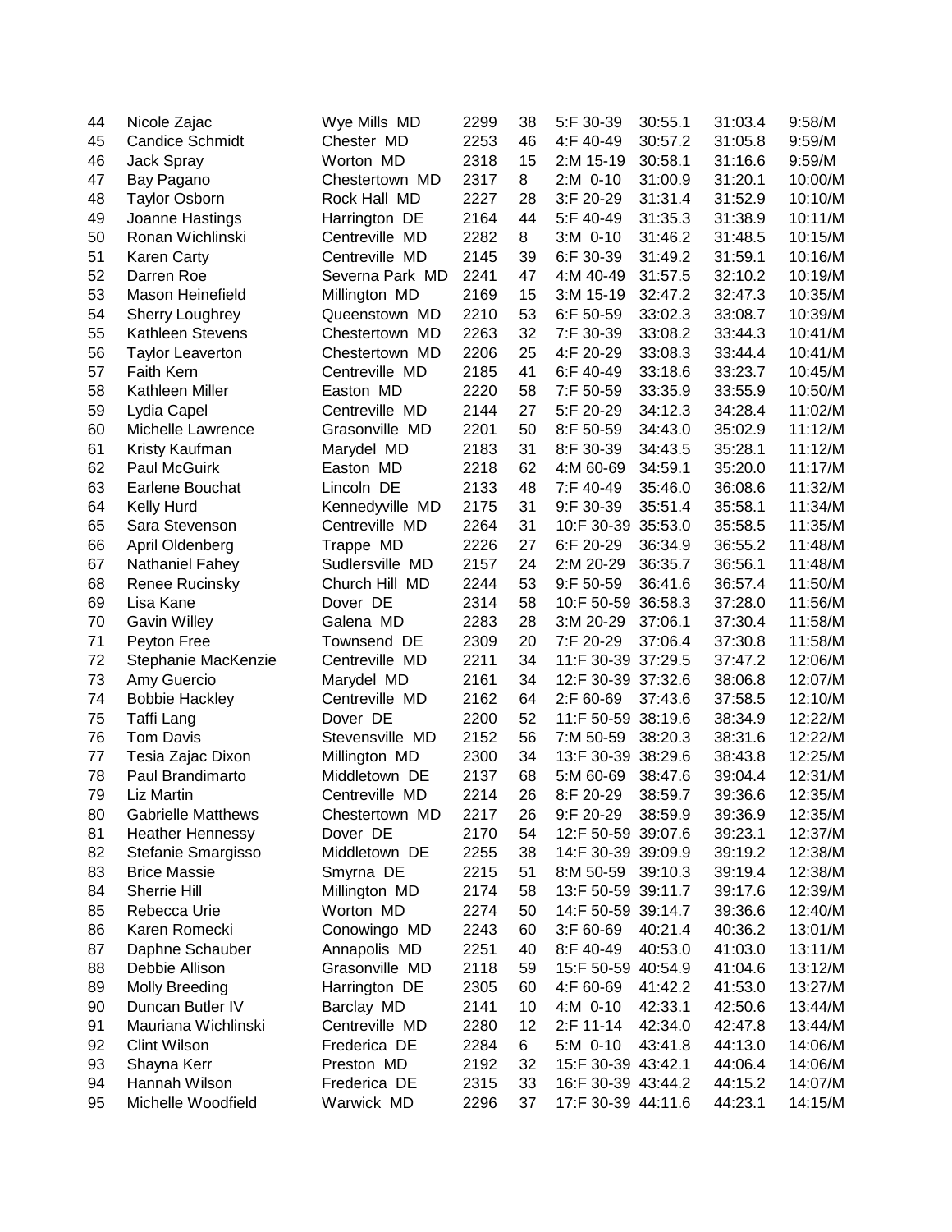| 44 | Nicole Zajac | Wye Mills MD | 2299 | 38 | 5:F 30-39 | 30:55.1 | 31:03.4 | 9:58/M |
|---|---|---|---|---|---|---|---|---|
| 45 | Candice Schmidt | Chester MD | 2253 | 46 | 4:F 40-49 | 30:57.2 | 31:05.8 | 9:59/M |
| 46 | Jack Spray | Worton MD | 2318 | 15 | 2:M 15-19 | 30:58.1 | 31:16.6 | 9:59/M |
| 47 | Bay Pagano | Chestertown MD | 2317 | 8 | 2:M 0-10 | 31:00.9 | 31:20.1 | 10:00/M |
| 48 | Taylor Osborn | Rock Hall MD | 2227 | 28 | 3:F 20-29 | 31:31.4 | 31:52.9 | 10:10/M |
| 49 | Joanne Hastings | Harrington DE | 2164 | 44 | 5:F 40-49 | 31:35.3 | 31:38.9 | 10:11/M |
| 50 | Ronan Wichlinski | Centreville MD | 2282 | 8 | 3:M 0-10 | 31:46.2 | 31:48.5 | 10:15/M |
| 51 | Karen Carty | Centreville MD | 2145 | 39 | 6:F 30-39 | 31:49.2 | 31:59.1 | 10:16/M |
| 52 | Darren Roe | Severna Park MD | 2241 | 47 | 4:M 40-49 | 31:57.5 | 32:10.2 | 10:19/M |
| 53 | Mason Heinefield | Millington MD | 2169 | 15 | 3:M 15-19 | 32:47.2 | 32:47.3 | 10:35/M |
| 54 | Sherry Loughrey | Queenstown MD | 2210 | 53 | 6:F 50-59 | 33:02.3 | 33:08.7 | 10:39/M |
| 55 | Kathleen Stevens | Chestertown MD | 2263 | 32 | 7:F 30-39 | 33:08.2 | 33:44.3 | 10:41/M |
| 56 | Taylor Leaverton | Chestertown MD | 2206 | 25 | 4:F 20-29 | 33:08.3 | 33:44.4 | 10:41/M |
| 57 | Faith Kern | Centreville MD | 2185 | 41 | 6:F 40-49 | 33:18.6 | 33:23.7 | 10:45/M |
| 58 | Kathleen Miller | Easton MD | 2220 | 58 | 7:F 50-59 | 33:35.9 | 33:55.9 | 10:50/M |
| 59 | Lydia Capel | Centreville MD | 2144 | 27 | 5:F 20-29 | 34:12.3 | 34:28.4 | 11:02/M |
| 60 | Michelle Lawrence | Grasonville MD | 2201 | 50 | 8:F 50-59 | 34:43.0 | 35:02.9 | 11:12/M |
| 61 | Kristy Kaufman | Marydel MD | 2183 | 31 | 8:F 30-39 | 34:43.5 | 35:28.1 | 11:12/M |
| 62 | Paul McGuirk | Easton MD | 2218 | 62 | 4:M 60-69 | 34:59.1 | 35:20.0 | 11:17/M |
| 63 | Earlene Bouchat | Lincoln DE | 2133 | 48 | 7:F 40-49 | 35:46.0 | 36:08.6 | 11:32/M |
| 64 | Kelly Hurd | Kennedyville MD | 2175 | 31 | 9:F 30-39 | 35:51.4 | 35:58.1 | 11:34/M |
| 65 | Sara Stevenson | Centreville MD | 2264 | 31 | 10:F 30-39 | 35:53.0 | 35:58.5 | 11:35/M |
| 66 | April Oldenberg | Trappe MD | 2226 | 27 | 6:F 20-29 | 36:34.9 | 36:55.2 | 11:48/M |
| 67 | Nathaniel Fahey | Sudlersville MD | 2157 | 24 | 2:M 20-29 | 36:35.7 | 36:56.1 | 11:48/M |
| 68 | Renee Rucinsky | Church Hill MD | 2244 | 53 | 9:F 50-59 | 36:41.6 | 36:57.4 | 11:50/M |
| 69 | Lisa Kane | Dover DE | 2314 | 58 | 10:F 50-59 | 36:58.3 | 37:28.0 | 11:56/M |
| 70 | Gavin Willey | Galena MD | 2283 | 28 | 3:M 20-29 | 37:06.1 | 37:30.4 | 11:58/M |
| 71 | Peyton Free | Townsend DE | 2309 | 20 | 7:F 20-29 | 37:06.4 | 37:30.8 | 11:58/M |
| 72 | Stephanie MacKenzie | Centreville MD | 2211 | 34 | 11:F 30-39 | 37:29.5 | 37:47.2 | 12:06/M |
| 73 | Amy Guercio | Marydel MD | 2161 | 34 | 12:F 30-39 | 37:32.6 | 38:06.8 | 12:07/M |
| 74 | Bobbie Hackley | Centreville MD | 2162 | 64 | 2:F 60-69 | 37:43.6 | 37:58.5 | 12:10/M |
| 75 | Taffi Lang | Dover DE | 2200 | 52 | 11:F 50-59 | 38:19.6 | 38:34.9 | 12:22/M |
| 76 | Tom Davis | Stevensville MD | 2152 | 56 | 7:M 50-59 | 38:20.3 | 38:31.6 | 12:22/M |
| 77 | Tesia Zajac Dixon | Millington MD | 2300 | 34 | 13:F 30-39 | 38:29.6 | 38:43.8 | 12:25/M |
| 78 | Paul Brandimarto | Middletown DE | 2137 | 68 | 5:M 60-69 | 38:47.6 | 39:04.4 | 12:31/M |
| 79 | Liz Martin | Centreville MD | 2214 | 26 | 8:F 20-29 | 38:59.7 | 39:36.6 | 12:35/M |
| 80 | Gabrielle Matthews | Chestertown MD | 2217 | 26 | 9:F 20-29 | 38:59.9 | 39:36.9 | 12:35/M |
| 81 | Heather Hennessy | Dover DE | 2170 | 54 | 12:F 50-59 | 39:07.6 | 39:23.1 | 12:37/M |
| 82 | Stefanie Smargisso | Middletown DE | 2255 | 38 | 14:F 30-39 | 39:09.9 | 39:19.2 | 12:38/M |
| 83 | Brice Massie | Smyrna DE | 2215 | 51 | 8:M 50-59 | 39:10.3 | 39:19.4 | 12:38/M |
| 84 | Sherrie Hill | Millington MD | 2174 | 58 | 13:F 50-59 | 39:11.7 | 39:17.6 | 12:39/M |
| 85 | Rebecca Urie | Worton MD | 2274 | 50 | 14:F 50-59 | 39:14.7 | 39:36.6 | 12:40/M |
| 86 | Karen Romecki | Conowingo MD | 2243 | 60 | 3:F 60-69 | 40:21.4 | 40:36.2 | 13:01/M |
| 87 | Daphne Schauber | Annapolis MD | 2251 | 40 | 8:F 40-49 | 40:53.0 | 41:03.0 | 13:11/M |
| 88 | Debbie Allison | Grasonville MD | 2118 | 59 | 15:F 50-59 | 40:54.9 | 41:04.6 | 13:12/M |
| 89 | Molly Breeding | Harrington DE | 2305 | 60 | 4:F 60-69 | 41:42.2 | 41:53.0 | 13:27/M |
| 90 | Duncan Butler IV | Barclay MD | 2141 | 10 | 4:M 0-10 | 42:33.1 | 42:50.6 | 13:44/M |
| 91 | Mauriana Wichlinski | Centreville MD | 2280 | 12 | 2:F 11-14 | 42:34.0 | 42:47.8 | 13:44/M |
| 92 | Clint Wilson | Frederica DE | 2284 | 6 | 5:M 0-10 | 43:41.8 | 44:13.0 | 14:06/M |
| 93 | Shayna Kerr | Preston MD | 2192 | 32 | 15:F 30-39 | 43:42.1 | 44:06.4 | 14:06/M |
| 94 | Hannah Wilson | Frederica DE | 2315 | 33 | 16:F 30-39 | 43:44.2 | 44:15.2 | 14:07/M |
| 95 | Michelle Woodfield | Warwick MD | 2296 | 37 | 17:F 30-39 | 44:11.6 | 44:23.1 | 14:15/M |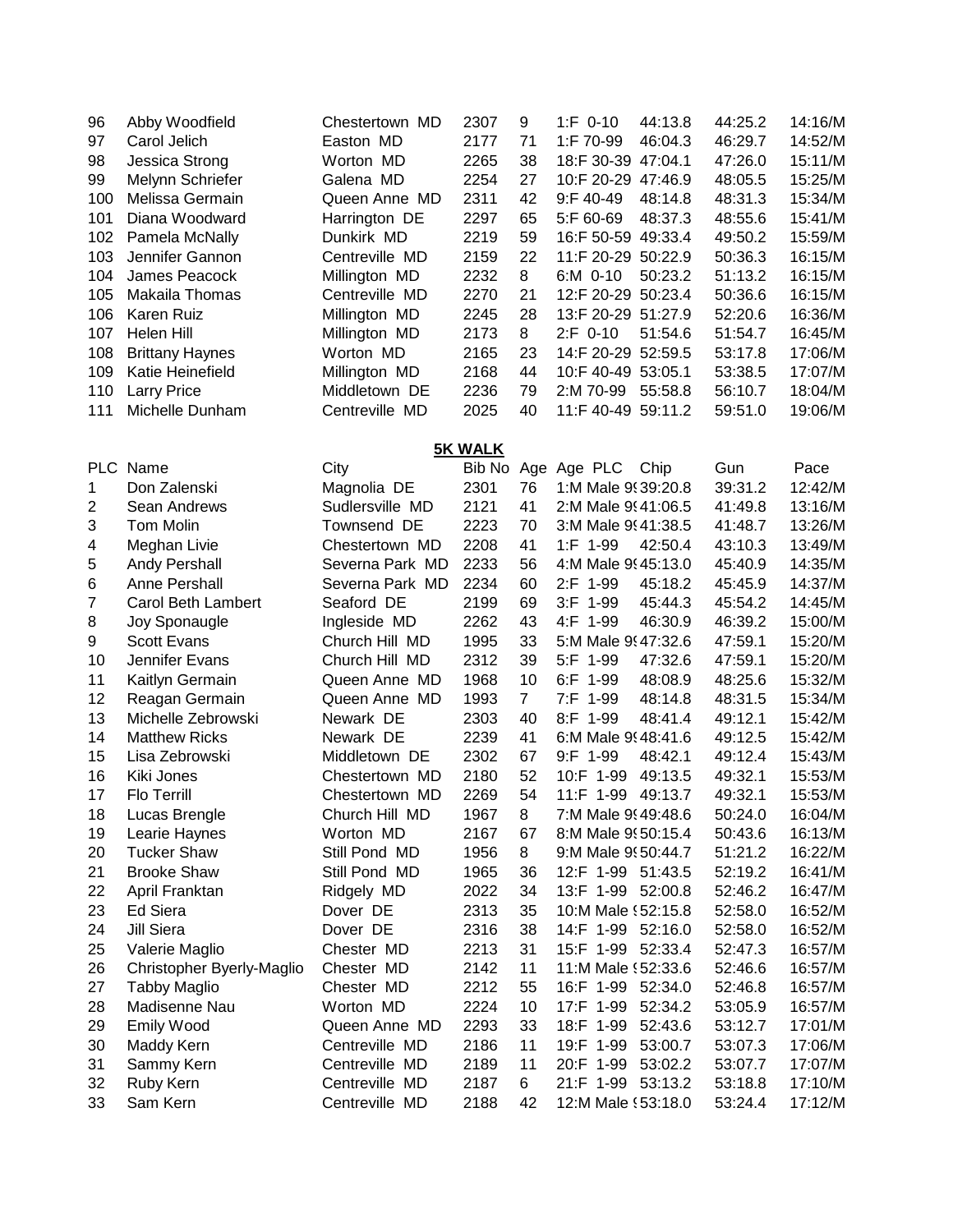| | | | | | | | | |
|---|---|---|---|---|---|---|---|---|
| 96 | Abby Woodfield | Chestertown MD | 2307 | 9 | 1:F 0-10 | 44:13.8 | 44:25.2 | 14:16/M |
| 97 | Carol Jelich | Easton MD | 2177 | 71 | 1:F 70-99 | 46:04.3 | 46:29.7 | 14:52/M |
| 98 | Jessica Strong | Worton MD | 2265 | 38 | 18:F 30-39 | 47:04.1 | 47:26.0 | 15:11/M |
| 99 | Melynn Schriefer | Galena MD | 2254 | 27 | 10:F 20-29 | 47:46.9 | 48:05.5 | 15:25/M |
| 100 | Melissa Germain | Queen Anne MD | 2311 | 42 | 9:F 40-49 | 48:14.8 | 48:31.3 | 15:34/M |
| 101 | Diana Woodward | Harrington DE | 2297 | 65 | 5:F 60-69 | 48:37.3 | 48:55.6 | 15:41/M |
| 102 | Pamela McNally | Dunkirk MD | 2219 | 59 | 16:F 50-59 | 49:33.4 | 49:50.2 | 15:59/M |
| 103 | Jennifer Gannon | Centreville MD | 2159 | 22 | 11:F 20-29 | 50:22.9 | 50:36.3 | 16:15/M |
| 104 | James Peacock | Millington MD | 2232 | 8 | 6:M 0-10 | 50:23.2 | 51:13.2 | 16:15/M |
| 105 | Makaila Thomas | Centreville MD | 2270 | 21 | 12:F 20-29 | 50:23.4 | 50:36.6 | 16:15/M |
| 106 | Karen Ruiz | Millington MD | 2245 | 28 | 13:F 20-29 | 51:27.9 | 52:20.6 | 16:36/M |
| 107 | Helen Hill | Millington MD | 2173 | 8 | 2:F 0-10 | 51:54.6 | 51:54.7 | 16:45/M |
| 108 | Brittany Haynes | Worton MD | 2165 | 23 | 14:F 20-29 | 52:59.5 | 53:17.8 | 17:06/M |
| 109 | Katie Heinefield | Millington MD | 2168 | 44 | 10:F 40-49 | 53:05.1 | 53:38.5 | 17:07/M |
| 110 | Larry Price | Middletown DE | 2236 | 79 | 2:M 70-99 | 55:58.8 | 56:10.7 | 18:04/M |
| 111 | Michelle Dunham | Centreville MD | 2025 | 40 | 11:F 40-49 | 59:11.2 | 59:51.0 | 19:06/M |

**5K WALK**

| PLC | Name | City | Bib No | Age | Age PLC | Chip | Gun | Pace |
|---|---|---|---|---|---|---|---|---|
| 1 | Don Zalenski | Magnolia DE | 2301 | 76 | 1:M Male 9( | 39:20.8 | 39:31.2 | 12:42/M |
| 2 | Sean Andrews | Sudlersville MD | 2121 | 41 | 2:M Male 9( | 41:06.5 | 41:49.8 | 13:16/M |
| 3 | Tom Molin | Townsend DE | 2223 | 70 | 3:M Male 9( | 41:38.5 | 41:48.7 | 13:26/M |
| 4 | Meghan Livie | Chestertown MD | 2208 | 41 | 1:F 1-99 | 42:50.4 | 43:10.3 | 13:49/M |
| 5 | Andy Pershall | Severna Park MD | 2233 | 56 | 4:M Male 9( | 45:13.0 | 45:40.9 | 14:35/M |
| 6 | Anne Pershall | Severna Park MD | 2234 | 60 | 2:F 1-99 | 45:18.2 | 45:45.9 | 14:37/M |
| 7 | Carol Beth Lambert | Seaford DE | 2199 | 69 | 3:F 1-99 | 45:44.3 | 45:54.2 | 14:45/M |
| 8 | Joy Sponaugle | Ingleside MD | 2262 | 43 | 4:F 1-99 | 46:30.9 | 46:39.2 | 15:00/M |
| 9 | Scott Evans | Church Hill MD | 1995 | 33 | 5:M Male 9( | 47:32.6 | 47:59.1 | 15:20/M |
| 10 | Jennifer Evans | Church Hill MD | 2312 | 39 | 5:F 1-99 | 47:32.6 | 47:59.1 | 15:20/M |
| 11 | Kaitlyn Germain | Queen Anne MD | 1968 | 10 | 6:F 1-99 | 48:08.9 | 48:25.6 | 15:32/M |
| 12 | Reagan Germain | Queen Anne MD | 1993 | 7 | 7:F 1-99 | 48:14.8 | 48:31.5 | 15:34/M |
| 13 | Michelle Zebrowski | Newark DE | 2303 | 40 | 8:F 1-99 | 48:41.4 | 49:12.1 | 15:42/M |
| 14 | Matthew Ricks | Newark DE | 2239 | 41 | 6:M Male 9( | 48:41.6 | 49:12.5 | 15:42/M |
| 15 | Lisa Zebrowski | Middletown DE | 2302 | 67 | 9:F 1-99 | 48:42.1 | 49:12.4 | 15:43/M |
| 16 | Kiki Jones | Chestertown MD | 2180 | 52 | 10:F 1-99 | 49:13.5 | 49:32.1 | 15:53/M |
| 17 | Flo Terrill | Chestertown MD | 2269 | 54 | 11:F 1-99 | 49:13.7 | 49:32.1 | 15:53/M |
| 18 | Lucas Brengle | Church Hill MD | 1967 | 8 | 7:M Male 9( | 49:48.6 | 50:24.0 | 16:04/M |
| 19 | Learie Haynes | Worton MD | 2167 | 67 | 8:M Male 9( | 50:15.4 | 50:43.6 | 16:13/M |
| 20 | Tucker Shaw | Still Pond MD | 1956 | 8 | 9:M Male 9( | 50:44.7 | 51:21.2 | 16:22/M |
| 21 | Brooke Shaw | Still Pond MD | 1965 | 36 | 12:F 1-99 | 51:43.5 | 52:19.2 | 16:41/M |
| 22 | April Franktan | Ridgely MD | 2022 | 34 | 13:F 1-99 | 52:00.8 | 52:46.2 | 16:47/M |
| 23 | Ed Siera | Dover DE | 2313 | 35 | 10:M Male ( | 52:15.8 | 52:58.0 | 16:52/M |
| 24 | Jill Siera | Dover DE | 2316 | 38 | 14:F 1-99 | 52:16.0 | 52:58.0 | 16:52/M |
| 25 | Valerie Maglio | Chester MD | 2213 | 31 | 15:F 1-99 | 52:33.4 | 52:47.3 | 16:57/M |
| 26 | Christopher Byerly-Maglio | Chester MD | 2142 | 11 | 11:M Male ( | 52:33.6 | 52:46.6 | 16:57/M |
| 27 | Tabby Maglio | Chester MD | 2212 | 55 | 16:F 1-99 | 52:34.0 | 52:46.8 | 16:57/M |
| 28 | Madisenne Nau | Worton MD | 2224 | 10 | 17:F 1-99 | 52:34.2 | 53:05.9 | 16:57/M |
| 29 | Emily Wood | Queen Anne MD | 2293 | 33 | 18:F 1-99 | 52:43.6 | 53:12.7 | 17:01/M |
| 30 | Maddy Kern | Centreville MD | 2186 | 11 | 19:F 1-99 | 53:00.7 | 53:07.3 | 17:06/M |
| 31 | Sammy Kern | Centreville MD | 2189 | 11 | 20:F 1-99 | 53:02.2 | 53:07.7 | 17:07/M |
| 32 | Ruby Kern | Centreville MD | 2187 | 6 | 21:F 1-99 | 53:13.2 | 53:18.8 | 17:10/M |
| 33 | Sam Kern | Centreville MD | 2188 | 42 | 12:M Male ( | 53:18.0 | 53:24.4 | 17:12/M |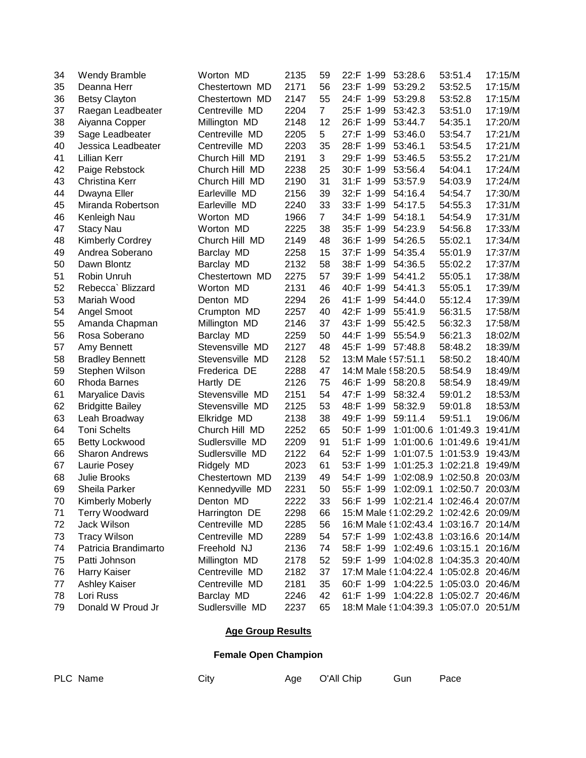| | | | | | | | | |
|---|---|---|---|---|---|---|---|---|
| 34 | Wendy Bramble | Worton MD | 2135 | 59 | 22:F 1-99 | 53:28.6 | 53:51.4 | 17:15/M |
| 35 | Deanna Herr | Chestertown MD | 2171 | 56 | 23:F 1-99 | 53:29.2 | 53:52.5 | 17:15/M |
| 36 | Betsy Clayton | Chestertown MD | 2147 | 55 | 24:F 1-99 | 53:29.8 | 53:52.8 | 17:15/M |
| 37 | Raegan Leadbeater | Centreville MD | 2204 | 7 | 25:F 1-99 | 53:42.3 | 53:51.0 | 17:19/M |
| 38 | Aiyanna Copper | Millington MD | 2148 | 12 | 26:F 1-99 | 53:44.7 | 54:35.1 | 17:20/M |
| 39 | Sage Leadbeater | Centreville MD | 2205 | 5 | 27:F 1-99 | 53:46.0 | 53:54.7 | 17:21/M |
| 40 | Jessica Leadbeater | Centreville MD | 2203 | 35 | 28:F 1-99 | 53:46.1 | 53:54.5 | 17:21/M |
| 41 | Lillian Kerr | Church Hill MD | 2191 | 3 | 29:F 1-99 | 53:46.5 | 53:55.2 | 17:21/M |
| 42 | Paige Rebstock | Church Hill MD | 2238 | 25 | 30:F 1-99 | 53:56.4 | 54:04.1 | 17:24/M |
| 43 | Christina Kerr | Church Hill MD | 2190 | 31 | 31:F 1-99 | 53:57.9 | 54:03.9 | 17:24/M |
| 44 | Dwayna Eller | Earleville MD | 2156 | 39 | 32:F 1-99 | 54:16.4 | 54:54.7 | 17:30/M |
| 45 | Miranda Robertson | Earleville MD | 2240 | 33 | 33:F 1-99 | 54:17.5 | 54:55.3 | 17:31/M |
| 46 | Kenleigh Nau | Worton MD | 1966 | 7 | 34:F 1-99 | 54:18.1 | 54:54.9 | 17:31/M |
| 47 | Stacy Nau | Worton MD | 2225 | 38 | 35:F 1-99 | 54:23.9 | 54:56.8 | 17:33/M |
| 48 | Kimberly Cordrey | Church Hill MD | 2149 | 48 | 36:F 1-99 | 54:26.5 | 55:02.1 | 17:34/M |
| 49 | Andrea Soberano | Barclay MD | 2258 | 15 | 37:F 1-99 | 54:35.4 | 55:01.9 | 17:37/M |
| 50 | Dawn Blontz | Barclay MD | 2132 | 58 | 38:F 1-99 | 54:36.5 | 55:02.2 | 17:37/M |
| 51 | Robin Unruh | Chestertown MD | 2275 | 57 | 39:F 1-99 | 54:41.2 | 55:05.1 | 17:38/M |
| 52 | Rebecca` Blizzard | Worton MD | 2131 | 46 | 40:F 1-99 | 54:41.3 | 55:05.1 | 17:39/M |
| 53 | Mariah Wood | Denton MD | 2294 | 26 | 41:F 1-99 | 54:44.0 | 55:12.4 | 17:39/M |
| 54 | Angel Smoot | Crumpton MD | 2257 | 40 | 42:F 1-99 | 55:41.9 | 56:31.5 | 17:58/M |
| 55 | Amanda Chapman | Millington MD | 2146 | 37 | 43:F 1-99 | 55:42.5 | 56:32.3 | 17:58/M |
| 56 | Rosa Soberano | Barclay MD | 2259 | 50 | 44:F 1-99 | 55:54.9 | 56:21.3 | 18:02/M |
| 57 | Amy Bennett | Stevensville MD | 2127 | 48 | 45:F 1-99 | 57:48.8 | 58:48.2 | 18:39/M |
| 58 | Bradley Bennett | Stevensville MD | 2128 | 52 | 13:M Male | 57:51.1 | 58:50.2 | 18:40/M |
| 59 | Stephen Wilson | Frederica DE | 2288 | 47 | 14:M Male | 58:20.5 | 58:54.9 | 18:49/M |
| 60 | Rhoda Barnes | Hartly DE | 2126 | 75 | 46:F 1-99 | 58:20.8 | 58:54.9 | 18:49/M |
| 61 | Maryalice Davis | Stevensville MD | 2151 | 54 | 47:F 1-99 | 58:32.4 | 59:01.2 | 18:53/M |
| 62 | Bridgitte Bailey | Stevensville MD | 2125 | 53 | 48:F 1-99 | 58:32.9 | 59:01.8 | 18:53/M |
| 63 | Leah Broadway | Elkridge MD | 2138 | 38 | 49:F 1-99 | 59:11.4 | 59:51.1 | 19:06/M |
| 64 | Toni Schelts | Church Hill MD | 2252 | 65 | 50:F 1-99 | 1:01:00.6 | 1:01:49.3 | 19:41/M |
| 65 | Betty Lockwood | Sudlersville MD | 2209 | 91 | 51:F 1-99 | 1:01:00.6 | 1:01:49.6 | 19:41/M |
| 66 | Sharon Andrews | Sudlersville MD | 2122 | 64 | 52:F 1-99 | 1:01:07.5 | 1:01:53.9 | 19:43/M |
| 67 | Laurie Posey | Ridgely MD | 2023 | 61 | 53:F 1-99 | 1:01:25.3 | 1:02:21.8 | 19:49/M |
| 68 | Julie Brooks | Chestertown MD | 2139 | 49 | 54:F 1-99 | 1:02:08.9 | 1:02:50.8 | 20:03/M |
| 69 | Sheila Parker | Kennedyville MD | 2231 | 50 | 55:F 1-99 | 1:02:09.1 | 1:02:50.7 | 20:03/M |
| 70 | Kimberly Moberly | Denton MD | 2222 | 33 | 56:F 1-99 | 1:02:21.4 | 1:02:46.4 | 20:07/M |
| 71 | Terry Woodward | Harrington DE | 2298 | 66 | 15:M Male | 1:02:29.2 | 1:02:42.6 | 20:09/M |
| 72 | Jack Wilson | Centreville MD | 2285 | 56 | 16:M Male | 1:02:43.4 | 1:03:16.7 | 20:14/M |
| 73 | Tracy Wilson | Centreville MD | 2289 | 54 | 57:F 1-99 | 1:02:43.8 | 1:03:16.6 | 20:14/M |
| 74 | Patricia Brandimarto | Freehold NJ | 2136 | 74 | 58:F 1-99 | 1:02:49.6 | 1:03:15.1 | 20:16/M |
| 75 | Patti Johnson | Millington MD | 2178 | 52 | 59:F 1-99 | 1:04:02.8 | 1:04:35.3 | 20:40/M |
| 76 | Harry Kaiser | Centreville MD | 2182 | 37 | 17:M Male | 1:04:22.4 | 1:05:02.8 | 20:46/M |
| 77 | Ashley Kaiser | Centreville MD | 2181 | 35 | 60:F 1-99 | 1:04:22.5 | 1:05:03.0 | 20:46/M |
| 78 | Lori Russ | Barclay MD | 2246 | 42 | 61:F 1-99 | 1:04:22.8 | 1:05:02.7 | 20:46/M |
| 79 | Donald W Proud Jr | Sudlersville MD | 2237 | 65 | 18:M Male | 1:04:39.3 | 1:05:07.0 | 20:51/M |

## Age Group Results

### Female Open Champion

| PLC | Name | City | Age | O'All | Chip | Gun | Pace |
|---|---|---|---|---|---|---|---|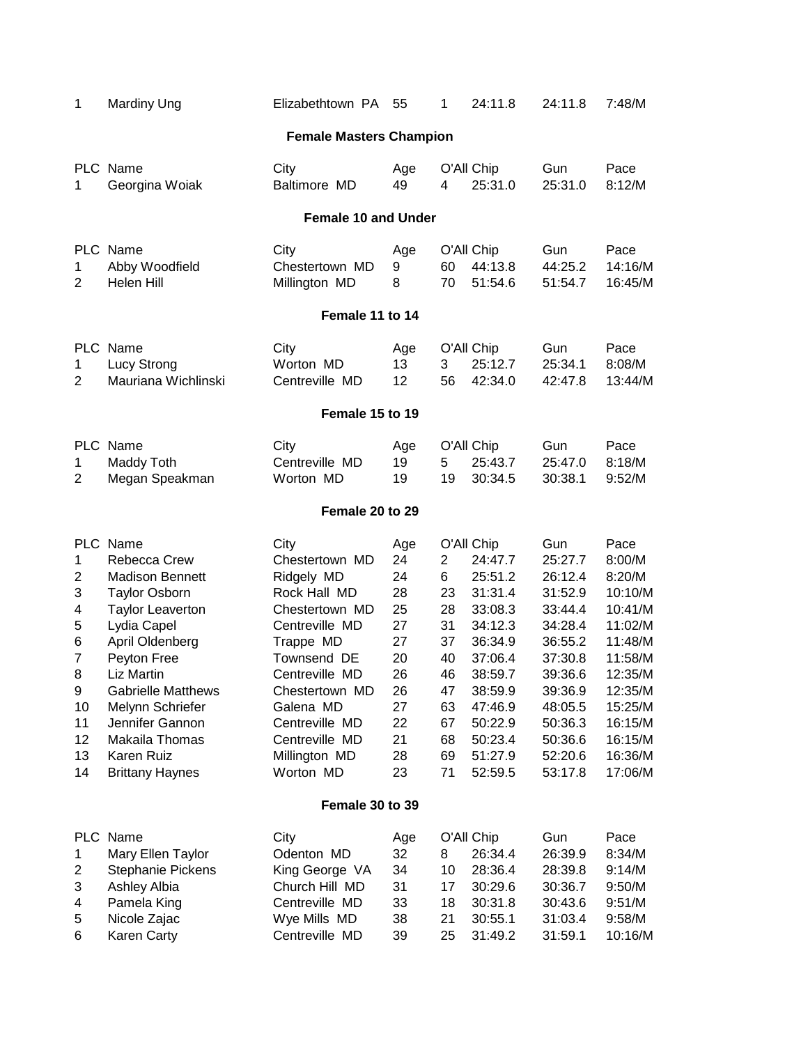| 1 | Mardiny Ung | Elizabethtown PA | 55 | 1 | 24:11.8 | 24:11.8 | 7:48/M |
|---|---|---|---|---|---|---|---|

### Female Masters Champion

| PLC | Name | City | Age | O'All | Chip | Gun | Pace |
|---|---|---|---|---|---|---|---|
| 1 | Georgina Woiak | Baltimore MD | 49 | 4 | 25:31.0 | 25:31.0 | 8:12/M |

### Female 10 and Under

| PLC | Name | City | Age | O'All | Chip | Gun | Pace |
|---|---|---|---|---|---|---|---|
| 1 | Abby Woodfield | Chestertown MD | 9 | 60 | 44:13.8 | 44:25.2 | 14:16/M |
| 2 | Helen Hill | Millington MD | 8 | 70 | 51:54.6 | 51:54.7 | 16:45/M |

### Female 11 to 14

| PLC | Name | City | Age | O'All | Chip | Gun | Pace |
|---|---|---|---|---|---|---|---|
| 1 | Lucy Strong | Worton MD | 13 | 3 | 25:12.7 | 25:34.1 | 8:08/M |
| 2 | Mauriana Wichlinski | Centreville MD | 12 | 56 | 42:34.0 | 42:47.8 | 13:44/M |

### Female 15 to 19

| PLC | Name | City | Age | O'All | Chip | Gun | Pace |
|---|---|---|---|---|---|---|---|
| 1 | Maddy Toth | Centreville MD | 19 | 5 | 25:43.7 | 25:47.0 | 8:18/M |
| 2 | Megan Speakman | Worton MD | 19 | 19 | 30:34.5 | 30:38.1 | 9:52/M |

### Female 20 to 29

| PLC | Name | City | Age | O'All | Chip | Gun | Pace |
|---|---|---|---|---|---|---|---|
| 1 | Rebecca Crew | Chestertown MD | 24 | 2 | 24:47.7 | 25:27.7 | 8:00/M |
| 2 | Madison Bennett | Ridgely MD | 24 | 6 | 25:51.2 | 26:12.4 | 8:20/M |
| 3 | Taylor Osborn | Rock Hall MD | 28 | 23 | 31:31.4 | 31:52.9 | 10:10/M |
| 4 | Taylor Leaverton | Chestertown MD | 25 | 28 | 33:08.3 | 33:44.4 | 10:41/M |
| 5 | Lydia Capel | Centreville MD | 27 | 31 | 34:12.3 | 34:28.4 | 11:02/M |
| 6 | April Oldenberg | Trappe MD | 27 | 37 | 36:34.9 | 36:55.2 | 11:48/M |
| 7 | Peyton Free | Townsend DE | 20 | 40 | 37:06.4 | 37:30.8 | 11:58/M |
| 8 | Liz Martin | Centreville MD | 26 | 46 | 38:59.7 | 39:36.6 | 12:35/M |
| 9 | Gabrielle Matthews | Chestertown MD | 26 | 47 | 38:59.9 | 39:36.9 | 12:35/M |
| 10 | Melynn Schriefer | Galena MD | 27 | 63 | 47:46.9 | 48:05.5 | 15:25/M |
| 11 | Jennifer Gannon | Centreville MD | 22 | 67 | 50:22.9 | 50:36.3 | 16:15/M |
| 12 | Makaila Thomas | Centreville MD | 21 | 68 | 50:23.4 | 50:36.6 | 16:15/M |
| 13 | Karen Ruiz | Millington MD | 28 | 69 | 51:27.9 | 52:20.6 | 16:36/M |
| 14 | Brittany Haynes | Worton MD | 23 | 71 | 52:59.5 | 53:17.8 | 17:06/M |

### Female 30 to 39

| PLC | Name | City | Age | O'All | Chip | Gun | Pace |
|---|---|---|---|---|---|---|---|
| 1 | Mary Ellen Taylor | Odenton MD | 32 | 8 | 26:34.4 | 26:39.9 | 8:34/M |
| 2 | Stephanie Pickens | King George VA | 34 | 10 | 28:36.4 | 28:39.8 | 9:14/M |
| 3 | Ashley Albia | Church Hill MD | 31 | 17 | 30:29.6 | 30:36.7 | 9:50/M |
| 4 | Pamela King | Centreville MD | 33 | 18 | 30:31.8 | 30:43.6 | 9:51/M |
| 5 | Nicole Zajac | Wye Mills MD | 38 | 21 | 30:55.1 | 31:03.4 | 9:58/M |
| 6 | Karen Carty | Centreville MD | 39 | 25 | 31:49.2 | 31:59.1 | 10:16/M |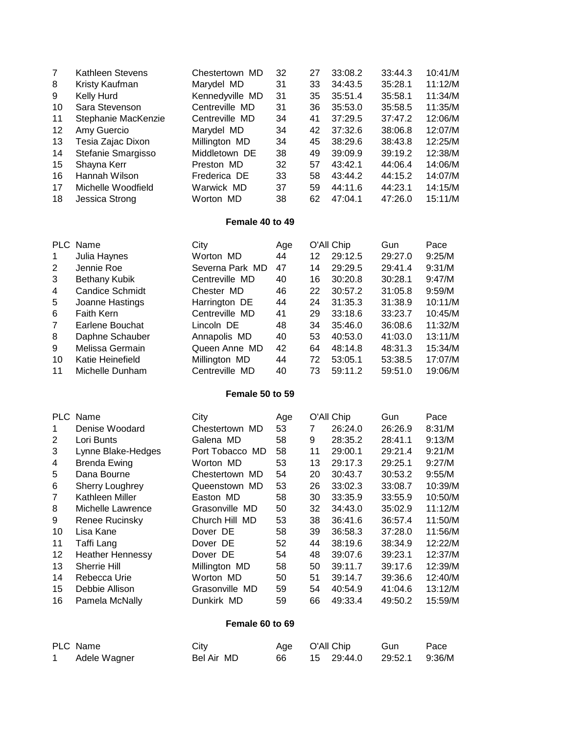| PLC | Name | City | Age | O'All | Chip | Gun | Pace |
|---|---|---|---|---|---|---|---|
| 7 | Kathleen Stevens | Chestertown MD | 32 | 27 | 33:08.2 | 33:44.3 | 10:41/M |
| 8 | Kristy Kaufman | Marydel MD | 31 | 33 | 34:43.5 | 35:28.1 | 11:12/M |
| 9 | Kelly Hurd | Kennedyville MD | 31 | 35 | 35:51.4 | 35:58.1 | 11:34/M |
| 10 | Sara Stevenson | Centreville MD | 31 | 36 | 35:53.0 | 35:58.5 | 11:35/M |
| 11 | Stephanie MacKenzie | Centreville MD | 34 | 41 | 37:29.5 | 37:47.2 | 12:06/M |
| 12 | Amy Guercio | Marydel MD | 34 | 42 | 37:32.6 | 38:06.8 | 12:07/M |
| 13 | Tesia Zajac Dixon | Millington MD | 34 | 45 | 38:29.6 | 38:43.8 | 12:25/M |
| 14 | Stefanie Smargisso | Middletown DE | 38 | 49 | 39:09.9 | 39:19.2 | 12:38/M |
| 15 | Shayna Kerr | Preston MD | 32 | 57 | 43:42.1 | 44:06.4 | 14:06/M |
| 16 | Hannah Wilson | Frederica DE | 33 | 58 | 43:44.2 | 44:15.2 | 14:07/M |
| 17 | Michelle Woodfield | Warwick MD | 37 | 59 | 44:11.6 | 44:23.1 | 14:15/M |
| 18 | Jessica Strong | Worton MD | 38 | 62 | 47:04.1 | 47:26.0 | 15:11/M |

**Female 40 to 49**

| PLC | Name | City | Age | O'All | Chip | Gun | Pace |
|---|---|---|---|---|---|---|---|
| 1 | Julia Haynes | Worton MD | 44 | 12 | 29:12.5 | 29:27.0 | 9:25/M |
| 2 | Jennie Roe | Severna Park MD | 47 | 14 | 29:29.5 | 29:41.4 | 9:31/M |
| 3 | Bethany Kubik | Centreville MD | 40 | 16 | 30:20.8 | 30:28.1 | 9:47/M |
| 4 | Candice Schmidt | Chester MD | 46 | 22 | 30:57.2 | 31:05.8 | 9:59/M |
| 5 | Joanne Hastings | Harrington DE | 44 | 24 | 31:35.3 | 31:38.9 | 10:11/M |
| 6 | Faith Kern | Centreville MD | 41 | 29 | 33:18.6 | 33:23.7 | 10:45/M |
| 7 | Earlene Bouchat | Lincoln DE | 48 | 34 | 35:46.0 | 36:08.6 | 11:32/M |
| 8 | Daphne Schauber | Annapolis MD | 40 | 53 | 40:53.0 | 41:03.0 | 13:11/M |
| 9 | Melissa Germain | Queen Anne MD | 42 | 64 | 48:14.8 | 48:31.3 | 15:34/M |
| 10 | Katie Heinefield | Millington MD | 44 | 72 | 53:05.1 | 53:38.5 | 17:07/M |
| 11 | Michelle Dunham | Centreville MD | 40 | 73 | 59:11.2 | 59:51.0 | 19:06/M |

**Female 50 to 59**

| PLC | Name | City | Age | O'All | Chip | Gun | Pace |
|---|---|---|---|---|---|---|---|
| 1 | Denise Woodard | Chestertown MD | 53 | 7 | 26:24.0 | 26:26.9 | 8:31/M |
| 2 | Lori Bunts | Galena MD | 58 | 9 | 28:35.2 | 28:41.1 | 9:13/M |
| 3 | Lynne Blake-Hedges | Port Tobacco MD | 58 | 11 | 29:00.1 | 29:21.4 | 9:21/M |
| 4 | Brenda Ewing | Worton MD | 53 | 13 | 29:17.3 | 29:25.1 | 9:27/M |
| 5 | Dana Bourne | Chestertown MD | 54 | 20 | 30:43.7 | 30:53.2 | 9:55/M |
| 6 | Sherry Loughrey | Queenstown MD | 53 | 26 | 33:02.3 | 33:08.7 | 10:39/M |
| 7 | Kathleen Miller | Easton MD | 58 | 30 | 33:35.9 | 33:55.9 | 10:50/M |
| 8 | Michelle Lawrence | Grasonville MD | 50 | 32 | 34:43.0 | 35:02.9 | 11:12/M |
| 9 | Renee Rucinsky | Church Hill MD | 53 | 38 | 36:41.6 | 36:57.4 | 11:50/M |
| 10 | Lisa Kane | Dover DE | 58 | 39 | 36:58.3 | 37:28.0 | 11:56/M |
| 11 | Taffi Lang | Dover DE | 52 | 44 | 38:19.6 | 38:34.9 | 12:22/M |
| 12 | Heather Hennessy | Dover DE | 54 | 48 | 39:07.6 | 39:23.1 | 12:37/M |
| 13 | Sherrie Hill | Millington MD | 58 | 50 | 39:11.7 | 39:17.6 | 12:39/M |
| 14 | Rebecca Urie | Worton MD | 50 | 51 | 39:14.7 | 39:36.6 | 12:40/M |
| 15 | Debbie Allison | Grasonville MD | 59 | 54 | 40:54.9 | 41:04.6 | 13:12/M |
| 16 | Pamela McNally | Dunkirk MD | 59 | 66 | 49:33.4 | 49:50.2 | 15:59/M |

**Female 60 to 69**

| PLC | Name | City | Age | O'All | Chip | Gun | Pace |
|---|---|---|---|---|---|---|---|
| 1 | Adele Wagner | Bel Air MD | 66 | 15 | 29:44.0 | 29:52.1 | 9:36/M |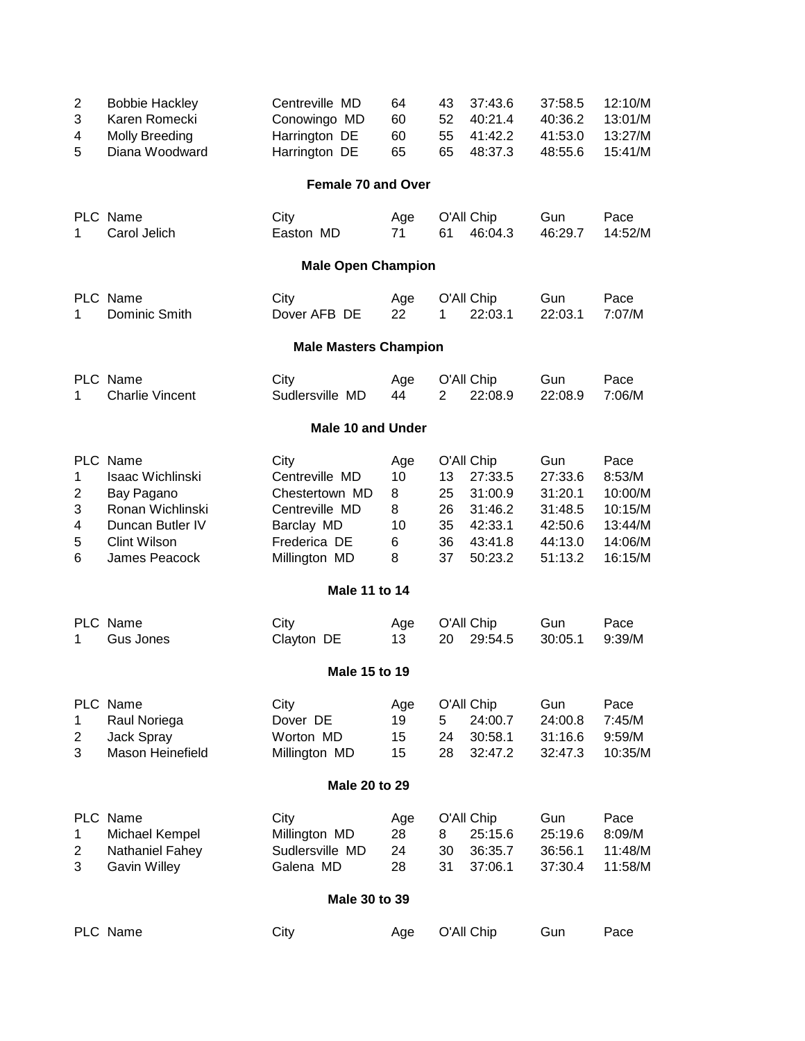| PLC | Name | City | Age | O'All | Chip | Gun | Pace |
|---|---|---|---|---|---|---|---|
| 2 | Bobbie Hackley | Centreville MD | 64 | 43 | 37:43.6 | 37:58.5 | 12:10/M |
| 3 | Karen Romecki | Conowingo MD | 60 | 52 | 40:21.4 | 40:36.2 | 13:01/M |
| 4 | Molly Breeding | Harrington DE | 60 | 55 | 41:42.2 | 41:53.0 | 13:27/M |
| 5 | Diana Woodward | Harrington DE | 65 | 65 | 48:37.3 | 48:55.6 | 15:41/M |

### Female 70 and Over

| PLC | Name | City | Age | O'All | Chip | Gun | Pace |
|---|---|---|---|---|---|---|---|
| 1 | Carol Jelich | Easton MD | 71 | 61 | 46:04.3 | 46:29.7 | 14:52/M |

### Male Open Champion

| PLC | Name | City | Age | O'All | Chip | Gun | Pace |
|---|---|---|---|---|---|---|---|
| 1 | Dominic Smith | Dover AFB DE | 22 | 1 | 22:03.1 | 22:03.1 | 7:07/M |

### Male Masters Champion

| PLC | Name | City | Age | O'All | Chip | Gun | Pace |
|---|---|---|---|---|---|---|---|
| 1 | Charlie Vincent | Sudlersville MD | 44 | 2 | 22:08.9 | 22:08.9 | 7:06/M |

### Male 10 and Under

| PLC | Name | City | Age | O'All | Chip | Gun | Pace |
|---|---|---|---|---|---|---|---|
| 1 | Isaac Wichlinski | Centreville MD | 10 | 13 | 27:33.5 | 27:33.6 | 8:53/M |
| 2 | Bay Pagano | Chestertown MD | 8 | 25 | 31:00.9 | 31:20.1 | 10:00/M |
| 3 | Ronan Wichlinski | Centreville MD | 8 | 26 | 31:46.2 | 31:48.5 | 10:15/M |
| 4 | Duncan Butler IV | Barclay MD | 10 | 35 | 42:33.1 | 42:50.6 | 13:44/M |
| 5 | Clint Wilson | Frederica DE | 6 | 36 | 43:41.8 | 44:13.0 | 14:06/M |
| 6 | James Peacock | Millington MD | 8 | 37 | 50:23.2 | 51:13.2 | 16:15/M |

### Male 11 to 14

| PLC | Name | City | Age | O'All | Chip | Gun | Pace |
|---|---|---|---|---|---|---|---|
| 1 | Gus Jones | Clayton DE | 13 | 20 | 29:54.5 | 30:05.1 | 9:39/M |

### Male 15 to 19

| PLC | Name | City | Age | O'All | Chip | Gun | Pace |
|---|---|---|---|---|---|---|---|
| 1 | Raul Noriega | Dover DE | 19 | 5 | 24:00.7 | 24:00.8 | 7:45/M |
| 2 | Jack Spray | Worton MD | 15 | 24 | 30:58.1 | 31:16.6 | 9:59/M |
| 3 | Mason Heinefield | Millington MD | 15 | 28 | 32:47.2 | 32:47.3 | 10:35/M |

### Male 20 to 29

| PLC | Name | City | Age | O'All | Chip | Gun | Pace |
|---|---|---|---|---|---|---|---|
| 1 | Michael Kempel | Millington MD | 28 | 8 | 25:15.6 | 25:19.6 | 8:09/M |
| 2 | Nathaniel Fahey | Sudlersville MD | 24 | 30 | 36:35.7 | 36:56.1 | 11:48/M |
| 3 | Gavin Willey | Galena MD | 28 | 31 | 37:06.1 | 37:30.4 | 11:58/M |

### Male 30 to 39

| PLC | Name | City | Age | O'All | Chip | Gun | Pace |
|---|---|---|---|---|---|---|---|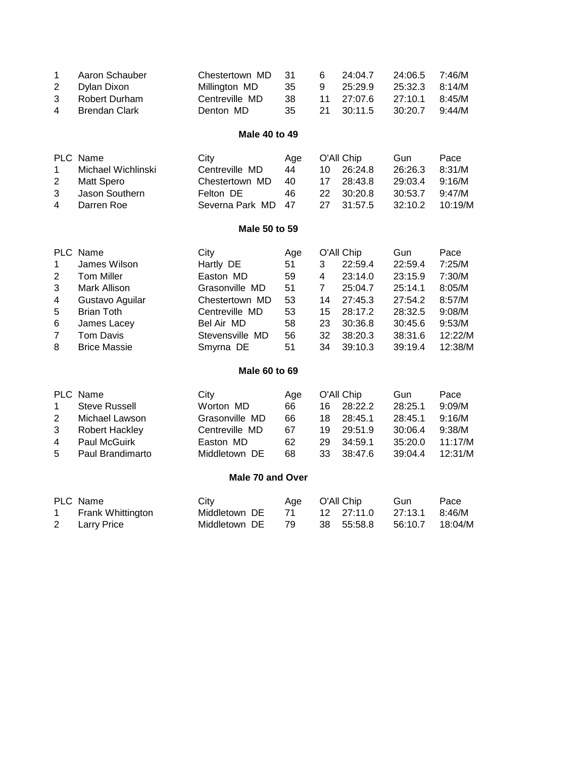| | | | | | | | |
|---|---|---|---|---|---|---|---|
| 1 | Aaron Schauber | Chestertown MD | 31 | 6 | 24:04.7 | 24:06.5 | 7:46/M |
| 2 | Dylan Dixon | Millington MD | 35 | 9 | 25:29.9 | 25:32.3 | 8:14/M |
| 3 | Robert Durham | Centreville MD | 38 | 11 | 27:07.6 | 27:10.1 | 8:45/M |
| 4 | Brendan Clark | Denton MD | 35 | 21 | 30:11.5 | 30:20.7 | 9:44/M |

**Male 40 to 49**

| PLC | Name | City | Age | O'All | Chip | Gun | Pace |
|---|---|---|---|---|---|---|---|
| 1 | Michael Wichlinski | Centreville MD | 44 | 10 | 26:24.8 | 26:26.3 | 8:31/M |
| 2 | Matt Spero | Chestertown MD | 40 | 17 | 28:43.8 | 29:03.4 | 9:16/M |
| 3 | Jason Southern | Felton DE | 46 | 22 | 30:20.8 | 30:53.7 | 9:47/M |
| 4 | Darren Roe | Severna Park MD | 47 | 27 | 31:57.5 | 32:10.2 | 10:19/M |

**Male 50 to 59**

| PLC | Name | City | Age | O'All | Chip | Gun | Pace |
|---|---|---|---|---|---|---|---|
| 1 | James Wilson | Hartly DE | 51 | 3 | 22:59.4 | 22:59.4 | 7:25/M |
| 2 | Tom Miller | Easton MD | 59 | 4 | 23:14.0 | 23:15.9 | 7:30/M |
| 3 | Mark Allison | Grasonville MD | 51 | 7 | 25:04.7 | 25:14.1 | 8:05/M |
| 4 | Gustavo Aguilar | Chestertown MD | 53 | 14 | 27:45.3 | 27:54.2 | 8:57/M |
| 5 | Brian Toth | Centreville MD | 53 | 15 | 28:17.2 | 28:32.5 | 9:08/M |
| 6 | James Lacey | Bel Air MD | 58 | 23 | 30:36.8 | 30:45.6 | 9:53/M |
| 7 | Tom Davis | Stevensville MD | 56 | 32 | 38:20.3 | 38:31.6 | 12:22/M |
| 8 | Brice Massie | Smyrna DE | 51 | 34 | 39:10.3 | 39:19.4 | 12:38/M |

**Male 60 to 69**

| PLC | Name | City | Age | O'All | Chip | Gun | Pace |
|---|---|---|---|---|---|---|---|
| 1 | Steve Russell | Worton MD | 66 | 16 | 28:22.2 | 28:25.1 | 9:09/M |
| 2 | Michael Lawson | Grasonville MD | 66 | 18 | 28:45.1 | 28:45.1 | 9:16/M |
| 3 | Robert Hackley | Centreville MD | 67 | 19 | 29:51.9 | 30:06.4 | 9:38/M |
| 4 | Paul McGuirk | Easton MD | 62 | 29 | 34:59.1 | 35:20.0 | 11:17/M |
| 5 | Paul Brandimarto | Middletown DE | 68 | 33 | 38:47.6 | 39:04.4 | 12:31/M |

**Male 70 and Over**

| PLC | Name | City | Age | O'All | Chip | Gun | Pace |
|---|---|---|---|---|---|---|---|
| 1 | Frank Whittington | Middletown DE | 71 | 12 | 27:11.0 | 27:13.1 | 8:46/M |
| 2 | Larry Price | Middletown DE | 79 | 38 | 55:58.8 | 56:10.7 | 18:04/M |